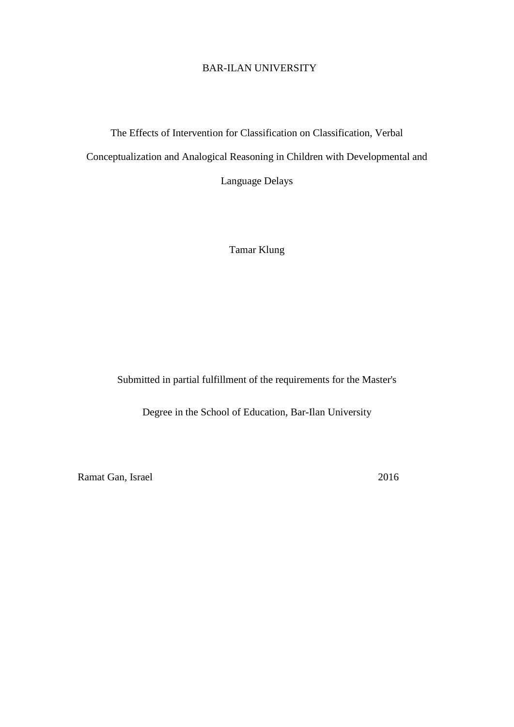BAR-ILAN UNIVERSITY

# The Effects of Intervention for Classification on Classification, Verbal Conceptualization and Analogical Reasoning in Children with Developmental and Language Delays

Tamar Klung

Submitted in partial fulfillment of the requirements for the Master's Degree in the School of Education, Bar-Ilan University

Ramat Gan, Israel 2016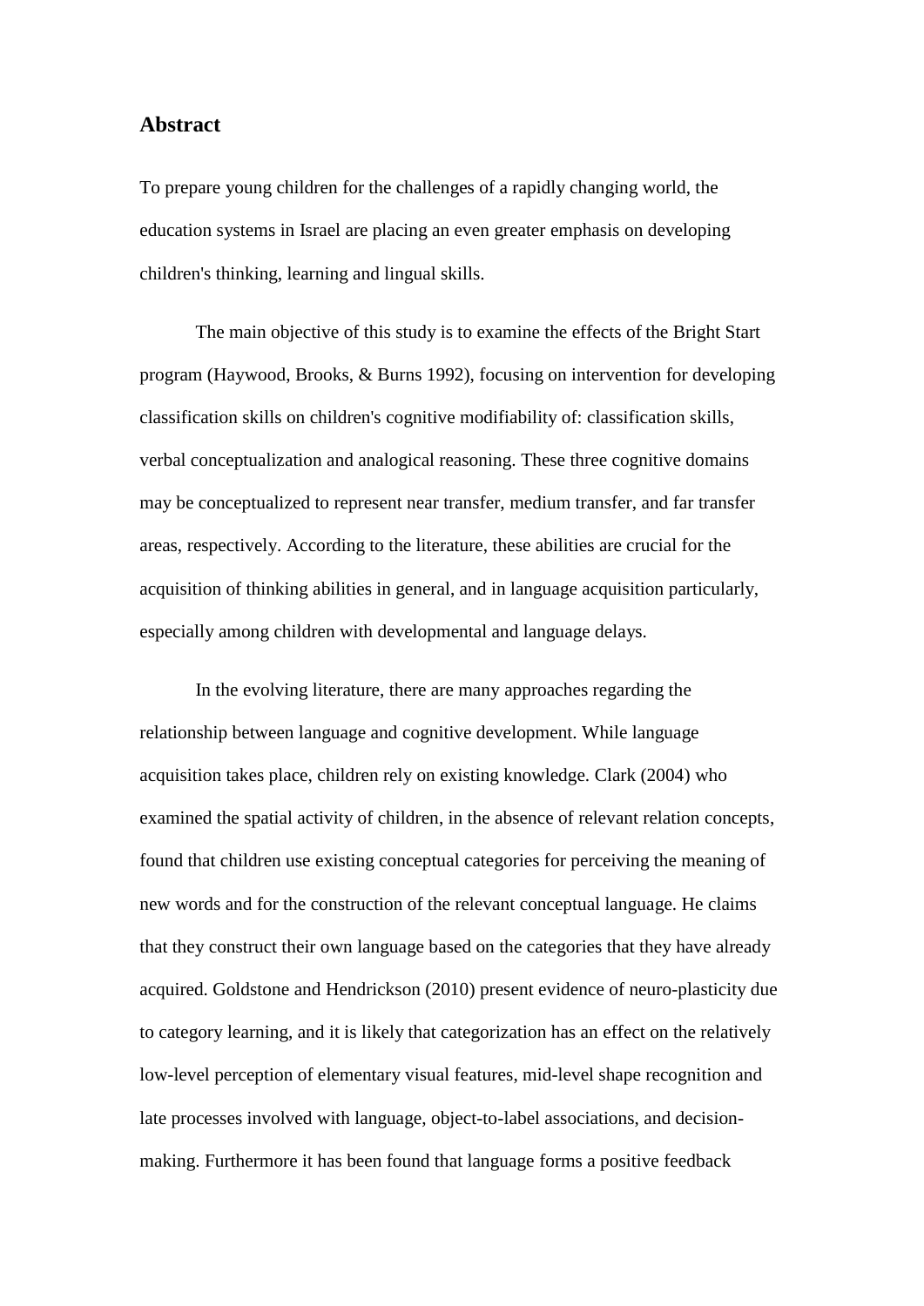## Abstract

To prepare young children for the challenges of a rapidly changing world, the education systems in Israel are placing an even greater emphasis on developing children's thinking, learning and lingual skills.

The main objective of this study is to examine the effects of the Bright Start program (Haywood, Brooks, & Burns 1992), focusing on intervention for developing classification skills on children's cognitive modifiability of: classification skills, verbal conceptualization and analogical reasoning. These three cognitive domains may be conceptualized to represent near transfer, medium transfer, and far transfer areas, respectively. According to the literature, these abilities are crucial for the acquisition of thinking abilities in general, and in language acquisition particularly, especially among children with developmental and language delays.

In the evolving literature, there are many approaches regarding the relationship between language and cognitive development. While language acquisition takes place, children rely on existing knowledge. Clark (2004) who examined the spatial activity of children, in the absence of relevant relation concepts, found that children use existing conceptual categories for perceiving the meaning of new words and for the construction of the relevant conceptual language. He claims that they construct their own language based on the categories that they have already acquired. Goldstone and Hendrickson (2010) present evidence of neuro-plasticity due to category learning, and it is likely that categorization has an effect on the relatively low-level perception of elementary visual features, mid-level shape recognition and late processes involved with language, object-to-label associations, and decision-making. Furthermore it has been found that language forms a positive feedback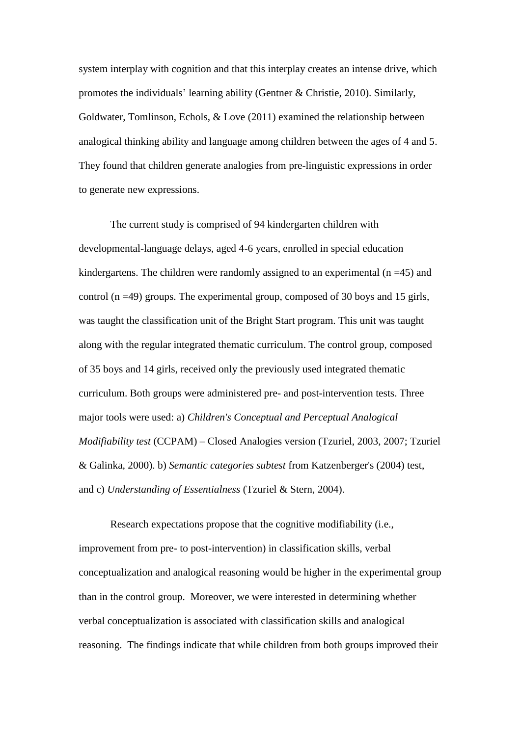system interplay with cognition and that this interplay creates an intense drive, which promotes the individuals' learning ability (Gentner & Christie, 2010). Similarly, Goldwater, Tomlinson, Echols, & Love (2011) examined the relationship between analogical thinking ability and language among children between the ages of 4 and 5. They found that children generate analogies from pre-linguistic expressions in order to generate new expressions.

The current study is comprised of 94 kindergarten children with developmental-language delays, aged 4-6 years, enrolled in special education kindergartens. The children were randomly assigned to an experimental (n =45) and control (n =49) groups. The experimental group, composed of 30 boys and 15 girls, was taught the classification unit of the Bright Start program. This unit was taught along with the regular integrated thematic curriculum. The control group, composed of 35 boys and 14 girls, received only the previously used integrated thematic curriculum. Both groups were administered pre- and post-intervention tests. Three major tools were used: a) *Children's Conceptual and Perceptual Analogical Modifiability test* (CCPAM) – Closed Analogies version (Tzuriel, 2003, 2007; Tzuriel & Galinka, 2000). b) *Semantic categories subtest* from Katzenberger's (2004) test, and c) *Understanding of Essentialness* (Tzuriel & Stern, 2004).

Research expectations propose that the cognitive modifiability (i.e., improvement from pre- to post-intervention) in classification skills, verbal conceptualization and analogical reasoning would be higher in the experimental group than in the control group. Moreover, we were interested in determining whether verbal conceptualization is associated with classification skills and analogical reasoning. The findings indicate that while children from both groups improved their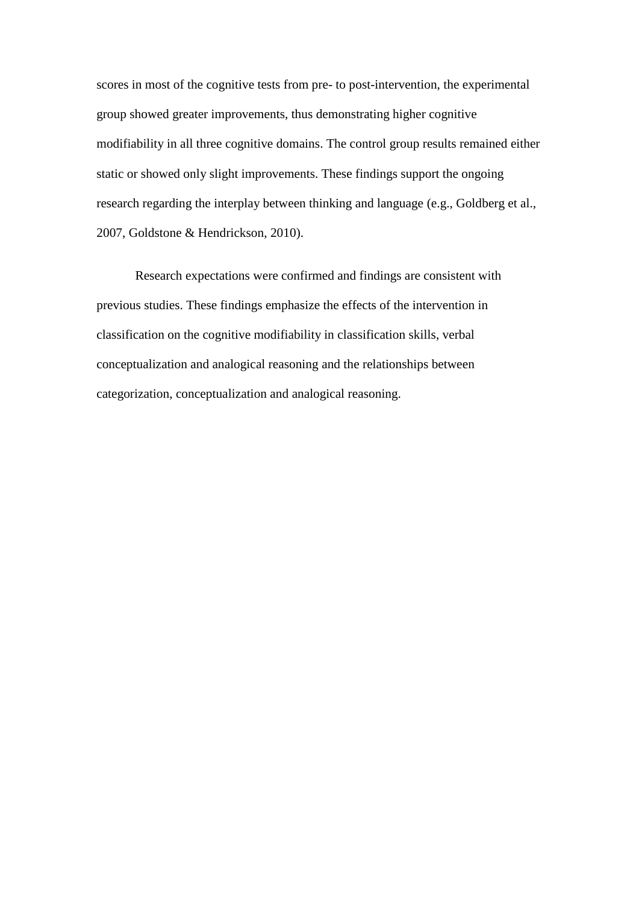scores in most of the cognitive tests from pre- to post-intervention, the experimental group showed greater improvements, thus demonstrating higher cognitive modifiability in all three cognitive domains. The control group results remained either static or showed only slight improvements. These findings support the ongoing research regarding the interplay between thinking and language (e.g., Goldberg et al., 2007, Goldstone & Hendrickson, 2010).

Research expectations were confirmed and findings are consistent with previous studies. These findings emphasize the effects of the intervention in classification on the cognitive modifiability in classification skills, verbal conceptualization and analogical reasoning and the relationships between categorization, conceptualization and analogical reasoning.